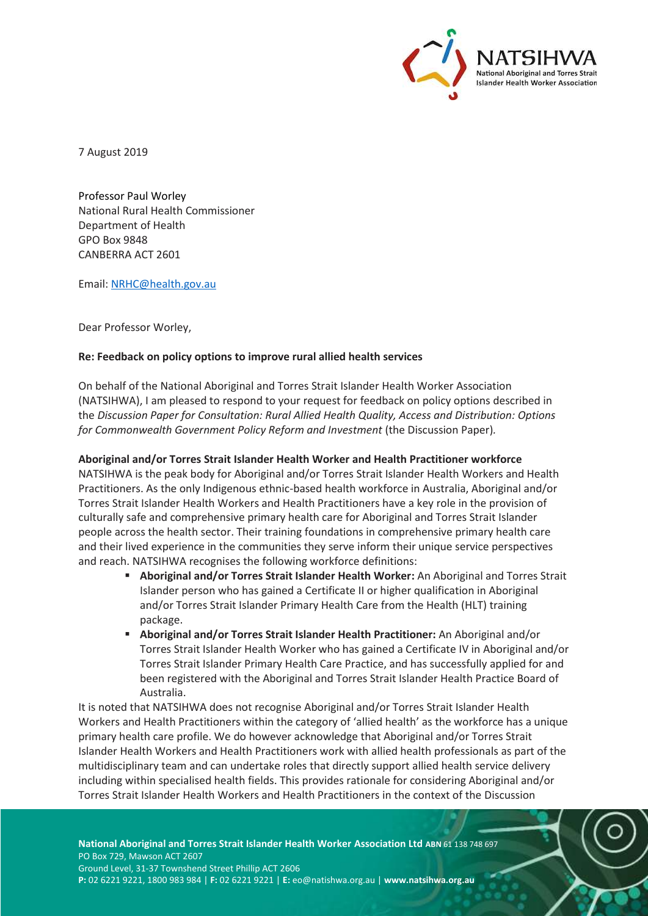7 August 2019

Professor Paul Worley
National Rural Health Commissioner
Department of Health
GPO Box 9848
CANBERRA ACT 2601

Email: NRHC@health.gov.au

Dear Professor Worley,

**Re: Feedback on policy options to improve rural allied health services**

On behalf of the National Aboriginal and Torres Strait Islander Health Worker Association (NATSIHWA), I am pleased to respond to your request for feedback on policy options described in the *Discussion Paper for Consultation: Rural Allied Health Quality, Access and Distribution: Options for Commonwealth Government Policy Reform and Investment* (the Discussion Paper).

**Aboriginal and/or Torres Strait Islander Health Worker and Health Practitioner workforce**

NATSIHWA is the peak body for Aboriginal and/or Torres Strait Islander Health Workers and Health Practitioners. As the only Indigenous ethnic-based health workforce in Australia, Aboriginal and/or Torres Strait Islander Health Workers and Health Practitioners have a key role in the provision of culturally safe and comprehensive primary health care for Aboriginal and Torres Strait Islander people across the health sector. Their training foundations in comprehensive primary health care and their lived experience in the communities they serve inform their unique service perspectives and reach. NATSIHWA recognises the following workforce definitions:

- **Aboriginal and/or Torres Strait Islander Health Worker:** An Aboriginal and Torres Strait Islander person who has gained a Certificate II or higher qualification in Aboriginal and/or Torres Strait Islander Primary Health Care from the Health (HLT) training package.
- **Aboriginal and/or Torres Strait Islander Health Practitioner:** An Aboriginal and/or Torres Strait Islander Health Worker who has gained a Certificate IV in Aboriginal and/or Torres Strait Islander Primary Health Care Practice, and has successfully applied for and been registered with the Aboriginal and Torres Strait Islander Health Practice Board of Australia.

It is noted that NATSIHWA does not recognise Aboriginal and/or Torres Strait Islander Health Workers and Health Practitioners within the category of 'allied health' as the workforce has a unique primary health care profile. We do however acknowledge that Aboriginal and/or Torres Strait Islander Health Workers and Health Practitioners work with allied health professionals as part of the multidisciplinary team and can undertake roles that directly support allied health service delivery including within specialised health fields. This provides rationale for considering Aboriginal and/or Torres Strait Islander Health Workers and Health Practitioners in the context of the Discussion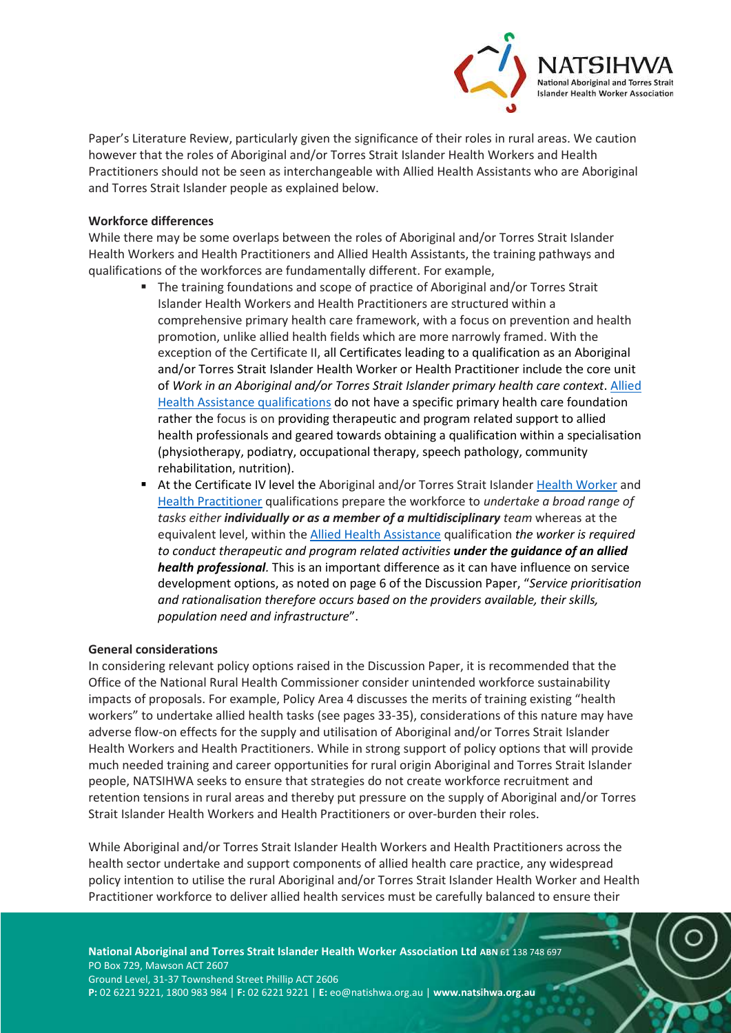Paper's Literature Review, particularly given the significance of their roles in rural areas. We caution however that the roles of Aboriginal and/or Torres Strait Islander Health Workers and Health Practitioners should not be seen as interchangeable with Allied Health Assistants who are Aboriginal and Torres Strait Islander people as explained below.

**Workforce differences**

While there may be some overlaps between the roles of Aboriginal and/or Torres Strait Islander Health Workers and Health Practitioners and Allied Health Assistants, the training pathways and qualifications of the workforces are fundamentally different. For example,

- The training foundations and scope of practice of Aboriginal and/or Torres Strait Islander Health Workers and Health Practitioners are structured within a comprehensive primary health care framework, with a focus on prevention and health promotion, unlike allied health fields which are more narrowly framed. With the exception of the Certificate II, all Certificates leading to a qualification as an Aboriginal and/or Torres Strait Islander Health Worker or Health Practitioner include the core unit of *Work in an Aboriginal and/or Torres Strait Islander primary health care context*. Allied Health Assistance qualifications do not have a specific primary health care foundation rather the focus is on providing therapeutic and program related support to allied health professionals and geared towards obtaining a qualification within a specialisation (physiotherapy, podiatry, occupational therapy, speech pathology, community rehabilitation, nutrition).
- At the Certificate IV level the Aboriginal and/or Torres Strait Islander Health Worker and Health Practitioner qualifications prepare the workforce to *undertake a broad range of tasks either **individually or as a member of a multidisciplinary** team* whereas at the equivalent level, within the Allied Health Assistance qualification *the worker is required to conduct therapeutic and program related activities **under the guidance of an allied health professional**.* This is an important difference as it can have influence on service development options, as noted on page 6 of the Discussion Paper, "*Service prioritisation and rationalisation therefore occurs based on the providers available, their skills, population need and infrastructure*".

**General considerations**

In considering relevant policy options raised in the Discussion Paper, it is recommended that the Office of the National Rural Health Commissioner consider unintended workforce sustainability impacts of proposals. For example, Policy Area 4 discusses the merits of training existing "health workers" to undertake allied health tasks (see pages 33-35), considerations of this nature may have adverse flow-on effects for the supply and utilisation of Aboriginal and/or Torres Strait Islander Health Workers and Health Practitioners. While in strong support of policy options that will provide much needed training and career opportunities for rural origin Aboriginal and Torres Strait Islander people, NATSIHWA seeks to ensure that strategies do not create workforce recruitment and retention tensions in rural areas and thereby put pressure on the supply of Aboriginal and/or Torres Strait Islander Health Workers and Health Practitioners or over-burden their roles.

While Aboriginal and/or Torres Strait Islander Health Workers and Health Practitioners across the health sector undertake and support components of allied health care practice, any widespread policy intention to utilise the rural Aboriginal and/or Torres Strait Islander Health Worker and Health Practitioner workforce to deliver allied health services must be carefully balanced to ensure their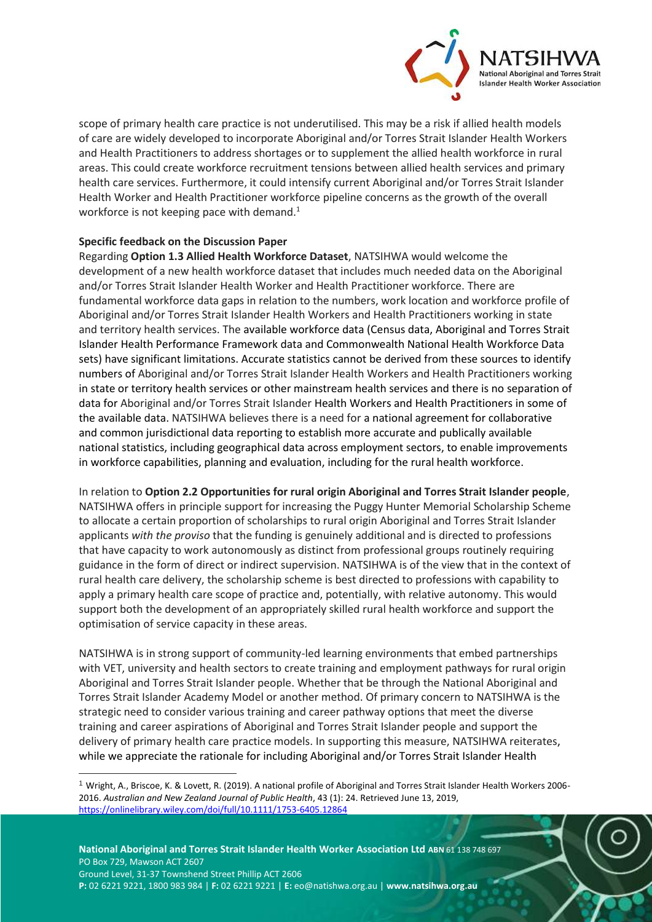scope of primary health care practice is not underutilised. This may be a risk if allied health models of care are widely developed to incorporate Aboriginal and/or Torres Strait Islander Health Workers and Health Practitioners to address shortages or to supplement the allied health workforce in rural areas. This could create workforce recruitment tensions between allied health services and primary health care services. Furthermore, it could intensify current Aboriginal and/or Torres Strait Islander Health Worker and Health Practitioner workforce pipeline concerns as the growth of the overall workforce is not keeping pace with demand.[1]

**Specific feedback on the Discussion Paper**

Regarding **Option 1.3 Allied Health Workforce Dataset**, NATSIHWA would welcome the development of a new health workforce dataset that includes much needed data on the Aboriginal and/or Torres Strait Islander Health Worker and Health Practitioner workforce. There are fundamental workforce data gaps in relation to the numbers, work location and workforce profile of Aboriginal and/or Torres Strait Islander Health Workers and Health Practitioners working in state and territory health services. The available workforce data (Census data, Aboriginal and Torres Strait Islander Health Performance Framework data and Commonwealth National Health Workforce Data sets) have significant limitations. Accurate statistics cannot be derived from these sources to identify numbers of Aboriginal and/or Torres Strait Islander Health Workers and Health Practitioners working in state or territory health services or other mainstream health services and there is no separation of data for Aboriginal and/or Torres Strait Islander Health Workers and Health Practitioners in some of the available data. NATSIHWA believes there is a need for a national agreement for collaborative and common jurisdictional data reporting to establish more accurate and publically available national statistics, including geographical data across employment sectors, to enable improvements in workforce capabilities, planning and evaluation, including for the rural health workforce.

In relation to **Option 2.2 Opportunities for rural origin Aboriginal and Torres Strait Islander people**, NATSIHWA offers in principle support for increasing the Puggy Hunter Memorial Scholarship Scheme to allocate a certain proportion of scholarships to rural origin Aboriginal and Torres Strait Islander applicants *with the proviso* that the funding is genuinely additional and is directed to professions that have capacity to work autonomously as distinct from professional groups routinely requiring guidance in the form of direct or indirect supervision. NATSIHWA is of the view that in the context of rural health care delivery, the scholarship scheme is best directed to professions with capability to apply a primary health care scope of practice and, potentially, with relative autonomy. This would support both the development of an appropriately skilled rural health workforce and support the optimisation of service capacity in these areas.

NATSIHWA is in strong support of community-led learning environments that embed partnerships with VET, university and health sectors to create training and employment pathways for rural origin Aboriginal and Torres Strait Islander people. Whether that be through the National Aboriginal and Torres Strait Islander Academy Model or another method. Of primary concern to NATSIHWA is the strategic need to consider various training and career pathway options that meet the diverse training and career aspirations of Aboriginal and Torres Strait Islander people and support the delivery of primary health care practice models. In supporting this measure, NATSIHWA reiterates, while we appreciate the rationale for including Aboriginal and/or Torres Strait Islander Health

---

[1] Wright, A., Briscoe, K. & Lovett, R. (2019). A national profile of Aboriginal and Torres Strait Islander Health Workers 2006-2016. *Australian and New Zealand Journal of Public Health*, 43 (1): 24. Retrieved June 13, 2019, https://onlinelibrary.wiley.com/doi/full/10.1111/1753-6405.12864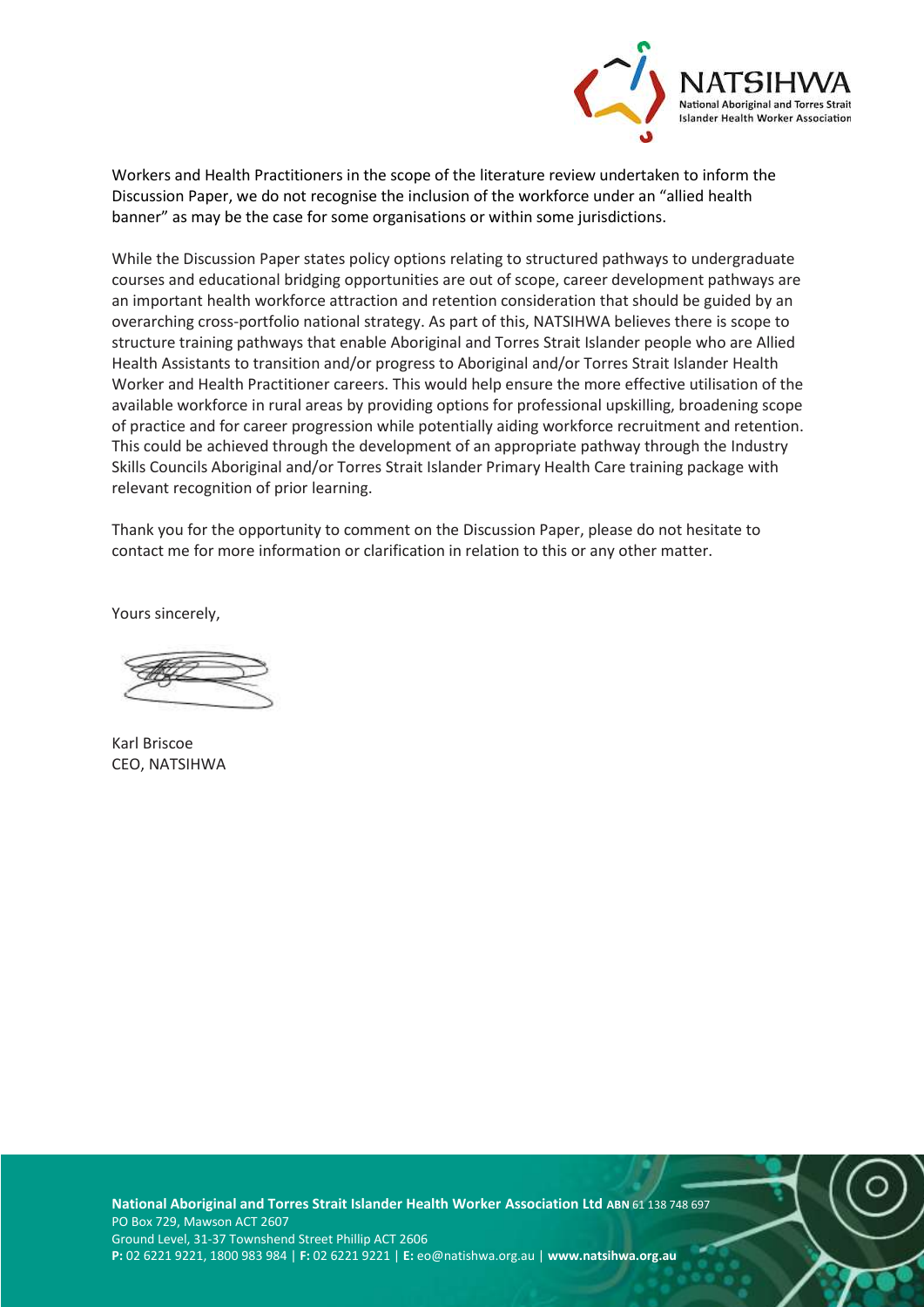Workers and Health Practitioners in the scope of the literature review undertaken to inform the Discussion Paper, we do not recognise the inclusion of the workforce under an "allied health banner" as may be the case for some organisations or within some jurisdictions.

While the Discussion Paper states policy options relating to structured pathways to undergraduate courses and educational bridging opportunities are out of scope, career development pathways are an important health workforce attraction and retention consideration that should be guided by an overarching cross-portfolio national strategy. As part of this, NATSIHWA believes there is scope to structure training pathways that enable Aboriginal and Torres Strait Islander people who are Allied Health Assistants to transition and/or progress to Aboriginal and/or Torres Strait Islander Health Worker and Health Practitioner careers. This would help ensure the more effective utilisation of the available workforce in rural areas by providing options for professional upskilling, broadening scope of practice and for career progression while potentially aiding workforce recruitment and retention. This could be achieved through the development of an appropriate pathway through the Industry Skills Councils Aboriginal and/or Torres Strait Islander Primary Health Care training package with relevant recognition of prior learning.

Thank you for the opportunity to comment on the Discussion Paper, please do not hesitate to contact me for more information or clarification in relation to this or any other matter.

Yours sincerely,

Karl Briscoe
CEO, NATSIHWA